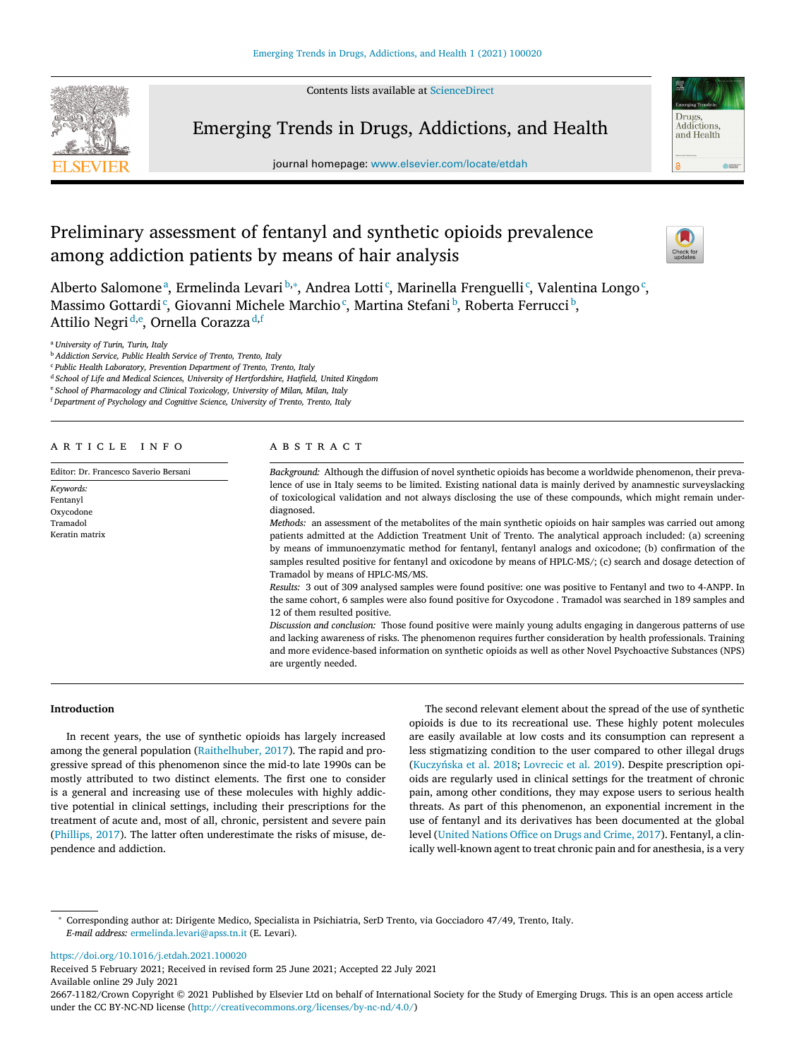# Preliminary assessment of fentanyl and synthetic opioids prevalence among addiction patients by means of hair analysis

Alberto Salomone[a], Ermelinda Levari[b,*], Andrea Lotti[c], Marinella Frenguelli[c], Valentina Longo[c], Massimo Gottardi[c], Giovanni Michele Marchio[c], Martina Stefani[b], Roberta Ferrucci[b], Attilio Negri[d,e], Ornella Corazza[d,f]

[a] *University of Turin, Turin, Italy*
[b] *Addiction Service, Public Health Service of Trento, Trento, Italy*
[c] *Public Health Laboratory, Prevention Department of Trento, Trento, Italy*
[d] *School of Life and Medical Sciences, University of Hertfordshire, Hatfield, United Kingdom*
[e] *School of Pharmacology and Clinical Toxicology, University of Milan, Milan, Italy*
[f] *Department of Psychology and Cognitive Science, University of Trento, Trento, Italy*

## ARTICLE INFO

Editor: Dr. Francesco Saverio Bersani

*Keywords:*
Fentanyl
Oxycodone
Tramadol
Keratin matrix

## ABSTRACT

*Background:* Although the diffusion of novel synthetic opioids has become a worldwide phenomenon, their prevalence of use in Italy seems to be limited. Existing national data is mainly derived by anamnestic surveyslacking of toxicological validation and not always disclosing the use of these compounds, which might remain underdiagnosed.

*Methods:* an assessment of the metabolites of the main synthetic opioids on hair samples was carried out among patients admitted at the Addiction Treatment Unit of Trento. The analytical approach included: (a) screening by means of immunoenzymatic method for fentanyl, fentanyl analogs and oxicodone; (b) confirmation of the samples resulted positive for fentanyl and oxicodone by means of HPLC-MS/; (c) search and dosage detection of Tramadol by means of HPLC-MS/MS.

*Results:* 3 out of 309 analysed samples were found positive: one was positive to Fentanyl and two to 4-ANPP. In the same cohort, 6 samples were also found positive for Oxycodone . Tramadol was searched in 189 samples and 12 of them resulted positive.

*Discussion and conclusion:* Those found positive were mainly young adults engaging in dangerous patterns of use and lacking awareness of risks. The phenomenon requires further consideration by health professionals. Training and more evidence-based information on synthetic opioids as well as other Novel Psychoactive Substances (NPS) are urgently needed.

## Introduction

In recent years, the use of synthetic opioids has largely increased among the general population (Raithelhuber, 2017). The rapid and progressive spread of this phenomenon since the mid-to late 1990s can be mostly attributed to two distinct elements. The first one to consider is a general and increasing use of these molecules with highly addictive potential in clinical settings, including their prescriptions for the treatment of acute and, most of all, chronic, persistent and severe pain (Phillips, 2017). The latter often underestimate the risks of misuse, dependence and addiction.

The second relevant element about the spread of the use of synthetic opioids is due to its recreational use. These highly potent molecules are easily available at low costs and its consumption can represent a less stigmatizing condition to the user compared to other illegal drugs (Kuczyńska et al. 2018; Lovrecic et al. 2019). Despite prescription opioids are regularly used in clinical settings for the treatment of chronic pain, among other conditions, they may expose users to serious health threats. As part of this phenomenon, an exponential increment in the use of fentanyl and its derivatives has been documented at the global level (United Nations Office on Drugs and Crime, 2017). Fentanyl, a clinically well-known agent to treat chronic pain and for anesthesia, is a very

* Corresponding author at: Dirigente Medico, Specialista in Psichiatria, SerD Trento, via Gocciadoro 47/49, Trento, Italy.
*E-mail address:* ermelinda.levari@apss.tn.it (E. Levari).

https://doi.org/10.1016/j.etdah.2021.100020
Received 5 February 2021; Received in revised form 25 June 2021; Accepted 22 July 2021
Available online 29 July 2021
2667-1182/Crown Copyright © 2021 Published by Elsevier Ltd on behalf of International Society for the Study of Emerging Drugs. This is an open access article under the CC BY-NC-ND license (http://creativecommons.org/licenses/by-nc-nd/4.0/)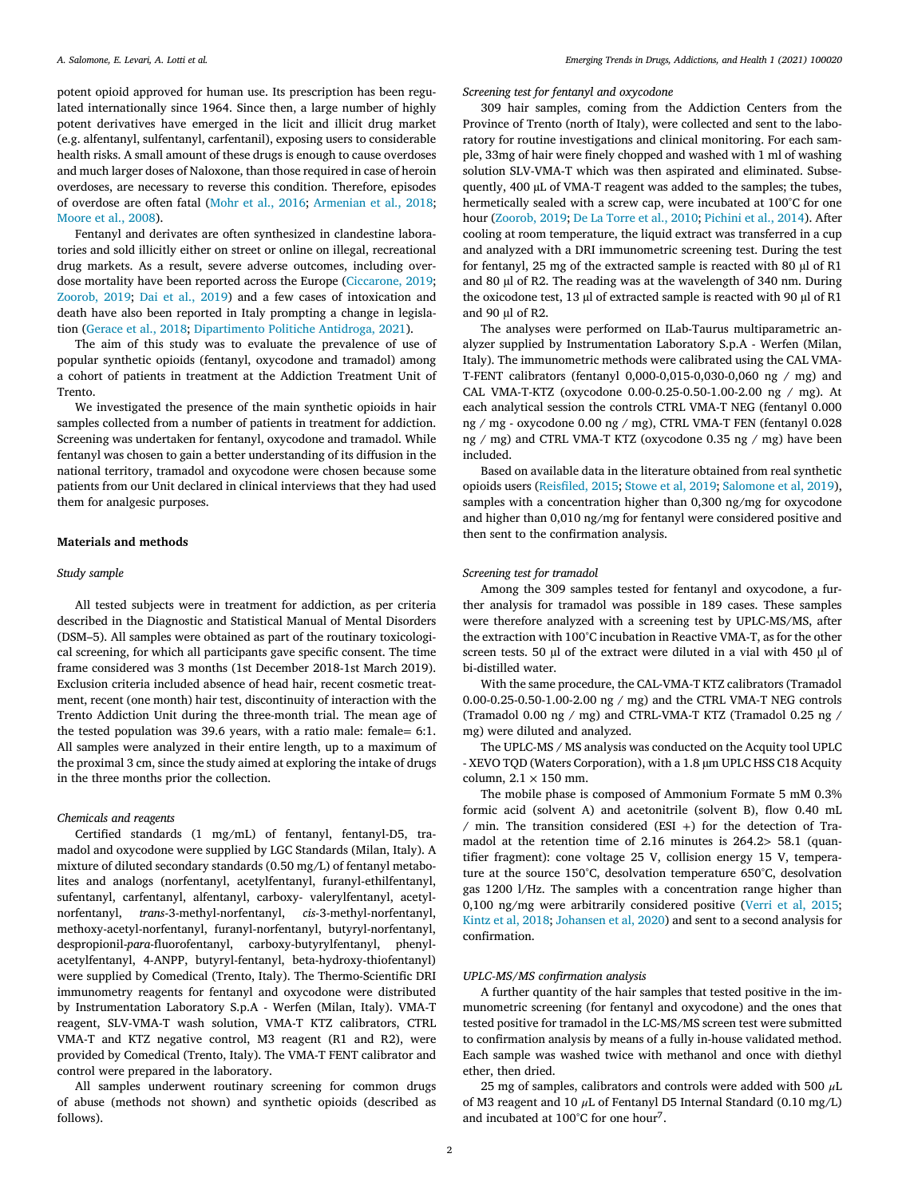potent opioid approved for human use. Its prescription has been regulated internationally since 1964. Since then, a large number of highly potent derivatives have emerged in the licit and illicit drug market (e.g. alfentanyl, sulfentanyl, carfentanil), exposing users to considerable health risks. A small amount of these drugs is enough to cause overdoses and much larger doses of Naloxone, than those required in case of heroin overdoses, are necessary to reverse this condition. Therefore, episodes of overdose are often fatal (Mohr et al., 2016; Armenian et al., 2018; Moore et al., 2008).

Fentanyl and derivates are often synthesized in clandestine laboratories and sold illicitly either on street or online on illegal, recreational drug markets. As a result, severe adverse outcomes, including overdose mortality have been reported across the Europe (Ciccarone, 2019; Zoorob, 2019; Dai et al., 2019) and a few cases of intoxication and death have also been reported in Italy prompting a change in legislation (Gerace et al., 2018; Dipartimento Politiche Antidroga, 2021).

The aim of this study was to evaluate the prevalence of use of popular synthetic opioids (fentanyl, oxycodone and tramadol) among a cohort of patients in treatment at the Addiction Treatment Unit of Trento.

We investigated the presence of the main synthetic opioids in hair samples collected from a number of patients in treatment for addiction. Screening was undertaken for fentanyl, oxycodone and tramadol. While fentanyl was chosen to gain a better understanding of its diffusion in the national territory, tramadol and oxycodone were chosen because some patients from our Unit declared in clinical interviews that they had used them for analgesic purposes.

## Materials and methods

### *Study sample*

All tested subjects were in treatment for addiction, as per criteria described in the Diagnostic and Statistical Manual of Mental Disorders (DSM–5). All samples were obtained as part of the routinary toxicological screening, for which all participants gave specific consent. The time frame considered was 3 months (1st December 2018-1st March 2019). Exclusion criteria included absence of head hair, recent cosmetic treatment, recent (one month) hair test, discontinuity of interaction with the Trento Addiction Unit during the three-month trial. The mean age of the tested population was 39.6 years, with a ratio male: female= 6:1. All samples were analyzed in their entire length, up to a maximum of the proximal 3 cm, since the study aimed at exploring the intake of drugs in the three months prior the collection.

### *Chemicals and reagents*

Certified standards (1 mg/mL) of fentanyl, fentanyl-D5, tramadol and oxycodone were supplied by LGC Standards (Milan, Italy). A mixture of diluted secondary standards (0.50 mg/L) of fentanyl metabolites and analogs (norfentanyl, acetylfentanyl, furanyl-ethilfentanyl, sufentanyl, carfentanyl, alfentanyl, carboxy- valerylfentanyl, acetyl-norfentanyl, *trans*-3-methyl-norfentanyl, *cis*-3-methyl-norfentanyl, methoxy-acetyl-norfentanyl, furanyl-norfentanyl, butyryl-norfentanyl, despropionil-*para*-fluorofentanyl, carboxy-butyrylfentanyl, phenyl-acetylfentanyl, 4-ANPP, butyryl-fentanyl, beta-hydroxy-thiofentanyl) were supplied by Comedical (Trento, Italy). The Thermo-Scientific DRI immunometry reagents for fentanyl and oxycodone were distributed by Instrumentation Laboratory S.p.A - Werfen (Milan, Italy). VMA-T reagent, SLV-VMA-T wash solution, VMA-T KTZ calibrators, CTRL VMA-T and KTZ negative control, M3 reagent (R1 and R2), were provided by Comedical (Trento, Italy). The VMA-T FENT calibrator and control were prepared in the laboratory.

All samples underwent routinary screening for common drugs of abuse (methods not shown) and synthetic opioids (described as follows).

### *Screening test for fentanyl and oxycodone*

309 hair samples, coming from the Addiction Centers from the Province of Trento (north of Italy), were collected and sent to the laboratory for routine investigations and clinical monitoring. For each sample, 33mg of hair were finely chopped and washed with 1 ml of washing solution SLV-VMA-T which was then aspirated and eliminated. Subsequently, 400 µL of VMA-T reagent was added to the samples; the tubes, hermetically sealed with a screw cap, were incubated at 100°C for one hour (Zoorob, 2019; De La Torre et al., 2010; Pichini et al., 2014). After cooling at room temperature, the liquid extract was transferred in a cup and analyzed with a DRI immunometric screening test. During the test for fentanyl, 25 mg of the extracted sample is reacted with 80 µl of R1 and 80 µl of R2. The reading was at the wavelength of 340 nm. During the oxicodone test, 13 µl of extracted sample is reacted with 90 µl of R1 and 90 µl of R2.

The analyses were performed on ILab-Taurus multiparametric analyzer supplied by Instrumentation Laboratory S.p.A - Werfen (Milan, Italy). The immunometric methods were calibrated using the CAL VMA-T-FENT calibrators (fentanyl 0,000-0,015-0,030-0,060 ng / mg) and CAL VMA-T-KTZ (oxycodone 0.00-0.25-0.50-1.00-2.00 ng / mg). At each analytical session the controls CTRL VMA-T NEG (fentanyl 0.000 ng / mg - oxycodone 0.00 ng / mg), CTRL VMA-T FEN (fentanyl 0.028 ng / mg) and CTRL VMA-T KTZ (oxycodone 0.35 ng / mg) have been included.

Based on available data in the literature obtained from real synthetic opioids users (Reisfiled, 2015; Stowe et al, 2019; Salomone et al, 2019), samples with a concentration higher than 0,300 ng/mg for oxycodone and higher than 0,010 ng/mg for fentanyl were considered positive and then sent to the confirmation analysis.

### *Screening test for tramadol*

Among the 309 samples tested for fentanyl and oxycodone, a further analysis for tramadol was possible in 189 cases. These samples were therefore analyzed with a screening test by UPLC-MS/MS, after the extraction with 100°C incubation in Reactive VMA-T, as for the other screen tests. 50 µl of the extract were diluted in a vial with 450 µl of bi-distilled water.

With the same procedure, the CAL-VMA-T KTZ calibrators (Tramadol 0.00-0.25-0.50-1.00-2.00 ng / mg) and the CTRL VMA-T NEG controls (Tramadol 0.00 ng / mg) and CTRL-VMA-T KTZ (Tramadol 0.25 ng / mg) were diluted and analyzed.

The UPLC-MS / MS analysis was conducted on the Acquity tool UPLC - XEVO TQD (Waters Corporation), with a 1.8 µm UPLC HSS C18 Acquity column, 2.1 × 150 mm.

The mobile phase is composed of Ammonium Formate 5 mM 0.3% formic acid (solvent A) and acetonitrile (solvent B), flow 0.40 mL / min. The transition considered (ESI +) for the detection of Tramadol at the retention time of 2.16 minutes is 264.2> 58.1 (quantifier fragment): cone voltage 25 V, collision energy 15 V, temperature at the source 150°C, desolvation temperature 650°C, desolvation gas 1200 l/Hz. The samples with a concentration range higher than 0,100 ng/mg were arbitrarily considered positive (Verri et al, 2015; Kintz et al, 2018; Johansen et al, 2020) and sent to a second analysis for confirmation.

### *UPLC-MS/MS confirmation analysis*

A further quantity of the hair samples that tested positive in the immunometric screening (for fentanyl and oxycodone) and the ones that tested positive for tramadol in the LC-MS/MS screen test were submitted to confirmation analysis by means of a fully in-house validated method. Each sample was washed twice with methanol and once with diethyl ether, then dried.

25 mg of samples, calibrators and controls were added with 500 $\mu$L of M3 reagent and 10 $\mu$L of Fentanyl D5 Internal Standard (0.10 mg/L) and incubated at 100°C for one hour[7].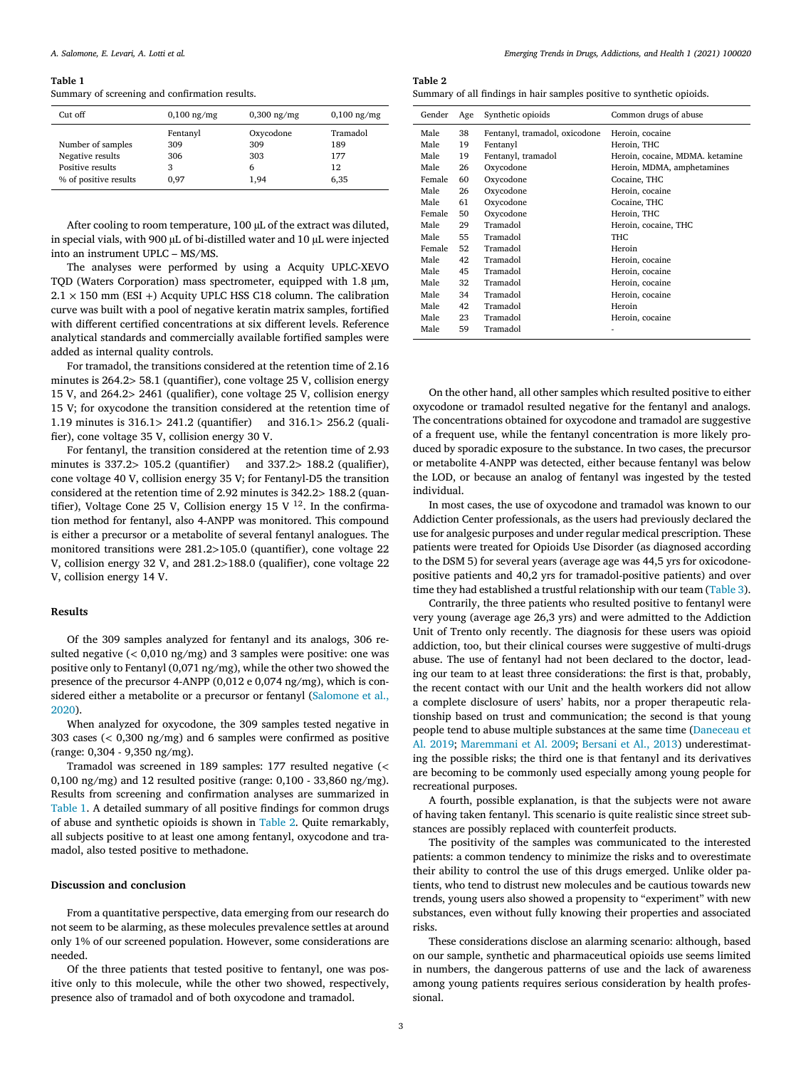**Table 1**
Summary of screening and confirmation results.

| Cut off | 0,100 ng/mg | 0,300 ng/mg | 0,100 ng/mg |
|---|---|---|---|
| | Fentanyl | Oxycodone | Tramadol |
| Number of samples | 309 | 309 | 189 |
| Negative results | 306 | 303 | 177 |
| Positive results | 3 | 6 | 12 |
| % of positive results | 0,97 | 1,94 | 6,35 |

After cooling to room temperature, 100 μL of the extract was diluted, in special vials, with 900 μL of bi-distilled water and 10 μL were injected into an instrument UPLC – MS/MS.

The analyses were performed by using a Acquity UPLC-XEVO TQD (Waters Corporation) mass spectrometer, equipped with 1.8 μm, 2.1 × 150 mm (ESI +) Acquity UPLC HSS C18 column. The calibration curve was built with a pool of negative keratin matrix samples, fortified with different certified concentrations at six different levels. Reference analytical standards and commercially available fortified samples were added as internal quality controls.

For tramadol, the transitions considered at the retention time of 2.16 minutes is 264.2> 58.1 (quantifier), cone voltage 25 V, collision energy 15 V, and 264.2> 2461 (qualifier), cone voltage 25 V, collision energy 15 V; for oxycodone the transition considered at the retention time of 1.19 minutes is 316.1> 241.2 (quantifier) and 316.1> 256.2 (qualifier), cone voltage 35 V, collision energy 30 V.

For fentanyl, the transition considered at the retention time of 2.93 minutes is 337.2> 105.2 (quantifier) and 337.2> 188.2 (qualifier), cone voltage 40 V, collision energy 35 V; for Fentanyl-D5 the transition considered at the retention time of 2.92 minutes is 342.2> 188.2 (quantifier), Voltage Cone 25 V, Collision energy 15 V [12]. In the confirmation method for fentanyl, also 4-ANPP was monitored. This compound is either a precursor or a metabolite of several fentanyl analogues. The monitored transitions were 281.2>105.0 (quantifier), cone voltage 22 V, collision energy 32 V, and 281.2>188.0 (qualifier), cone voltage 22 V, collision energy 14 V.

## Results

Of the 309 samples analyzed for fentanyl and its analogs, 306 resulted negative (< 0,010 ng/mg) and 3 samples were positive: one was positive only to Fentanyl (0,071 ng/mg), while the other two showed the presence of the precursor 4-ANPP (0,012 e 0,074 ng/mg), which is considered either a metabolite or a precursor or fentanyl (Salomone et al., 2020).

When analyzed for oxycodone, the 309 samples tested negative in 303 cases (< 0,300 ng/mg) and 6 samples were confirmed as positive (range: 0,304 - 9,350 ng/mg).

Tramadol was screened in 189 samples: 177 resulted negative (< 0,100 ng/mg) and 12 resulted positive (range: 0,100 - 33,860 ng/mg). Results from screening and confirmation analyses are summarized in Table 1. A detailed summary of all positive findings for common drugs of abuse and synthetic opioids is shown in Table 2. Quite remarkably, all subjects positive to at least one among fentanyl, oxycodone and tramadol, also tested positive to methadone.

## Discussion and conclusion

From a quantitative perspective, data emerging from our research do not seem to be alarming, as these molecules prevalence settles at around only 1% of our screened population. However, some considerations are needed.

Of the three patients that tested positive to fentanyl, one was positive only to this molecule, while the other two showed, respectively, presence also of tramadol and of both oxycodone and tramadol.

**Table 2**
Summary of all findings in hair samples positive to synthetic opioids.

| Gender | Age | Synthetic opioids | Common drugs of abuse |
|---|---|---|---|
| Male | 38 | Fentanyl, tramadol, oxicodone | Heroin, cocaine |
| Male | 19 | Fentanyl | Heroin, THC |
| Male | 19 | Fentanyl, tramadol | Heroin, cocaine, MDMA. ketamine |
| Male | 26 | Oxycodone | Heroin, MDMA, amphetamines |
| Female | 60 | Oxycodone | Cocaine, THC |
| Male | 26 | Oxycodone | Heroin, cocaine |
| Male | 61 | Oxycodone | Cocaine, THC |
| Female | 50 | Oxycodone | Heroin, THC |
| Male | 29 | Tramadol | Heroin, cocaine, THC |
| Male | 55 | Tramadol | THC |
| Female | 52 | Tramadol | Heroin |
| Male | 42 | Tramadol | Heroin, cocaine |
| Male | 45 | Tramadol | Heroin, cocaine |
| Male | 32 | Tramadol | Heroin, cocaine |
| Male | 34 | Tramadol | Heroin, cocaine |
| Male | 42 | Tramadol | Heroin |
| Male | 23 | Tramadol | Heroin, cocaine |
| Male | 59 | Tramadol | - |

On the other hand, all other samples which resulted positive to either oxycodone or tramadol resulted negative for the fentanyl and analogs. The concentrations obtained for oxycodone and tramadol are suggestive of a frequent use, while the fentanyl concentration is more likely produced by sporadic exposure to the substance. In two cases, the precursor or metabolite 4-ANPP was detected, either because fentanyl was below the LOD, or because an analog of fentanyl was ingested by the tested individual.

In most cases, the use of oxycodone and tramadol was known to our Addiction Center professionals, as the users had previously declared the use for analgesic purposes and under regular medical prescription. These patients were treated for Opioids Use Disorder (as diagnosed according to the DSM 5) for several years (average age was 44,5 yrs for oxicodone-positive patients and 40,2 yrs for tramadol-positive patients) and over time they had established a trustful relationship with our team (Table 3).

Contrarily, the three patients who resulted positive to fentanyl were very young (average age 26,3 yrs) and were admitted to the Addiction Unit of Trento only recently. The diagnosis for these users was opioid addiction, too, but their clinical courses were suggestive of multi-drugs abuse. The use of fentanyl had not been declared to the doctor, leading our team to at least three considerations: the first is that, probably, the recent contact with our Unit and the health workers did not allow a complete disclosure of users' habits, nor a proper therapeutic relationship based on trust and communication; the second is that young people tend to abuse multiple substances at the same time (Daneceau et Al. 2019; Maremmani et Al. 2009; Bersani et Al., 2013) underestimating the possible risks; the third one is that fentanyl and its derivatives are becoming to be commonly used especially among young people for recreational purposes.

A fourth, possible explanation, is that the subjects were not aware of having taken fentanyl. This scenario is quite realistic since street substances are possibly replaced with counterfeit products.

The positivity of the samples was communicated to the interested patients: a common tendency to minimize the risks and to overestimate their ability to control the use of this drugs emerged. Unlike older patients, who tend to distrust new molecules and be cautious towards new trends, young users also showed a propensity to "experiment" with new substances, even without fully knowing their properties and associated risks.

These considerations disclose an alarming scenario: although, based on our sample, synthetic and pharmaceutical opioids use seems limited in numbers, the dangerous patterns of use and the lack of awareness among young patients requires serious consideration by health professional.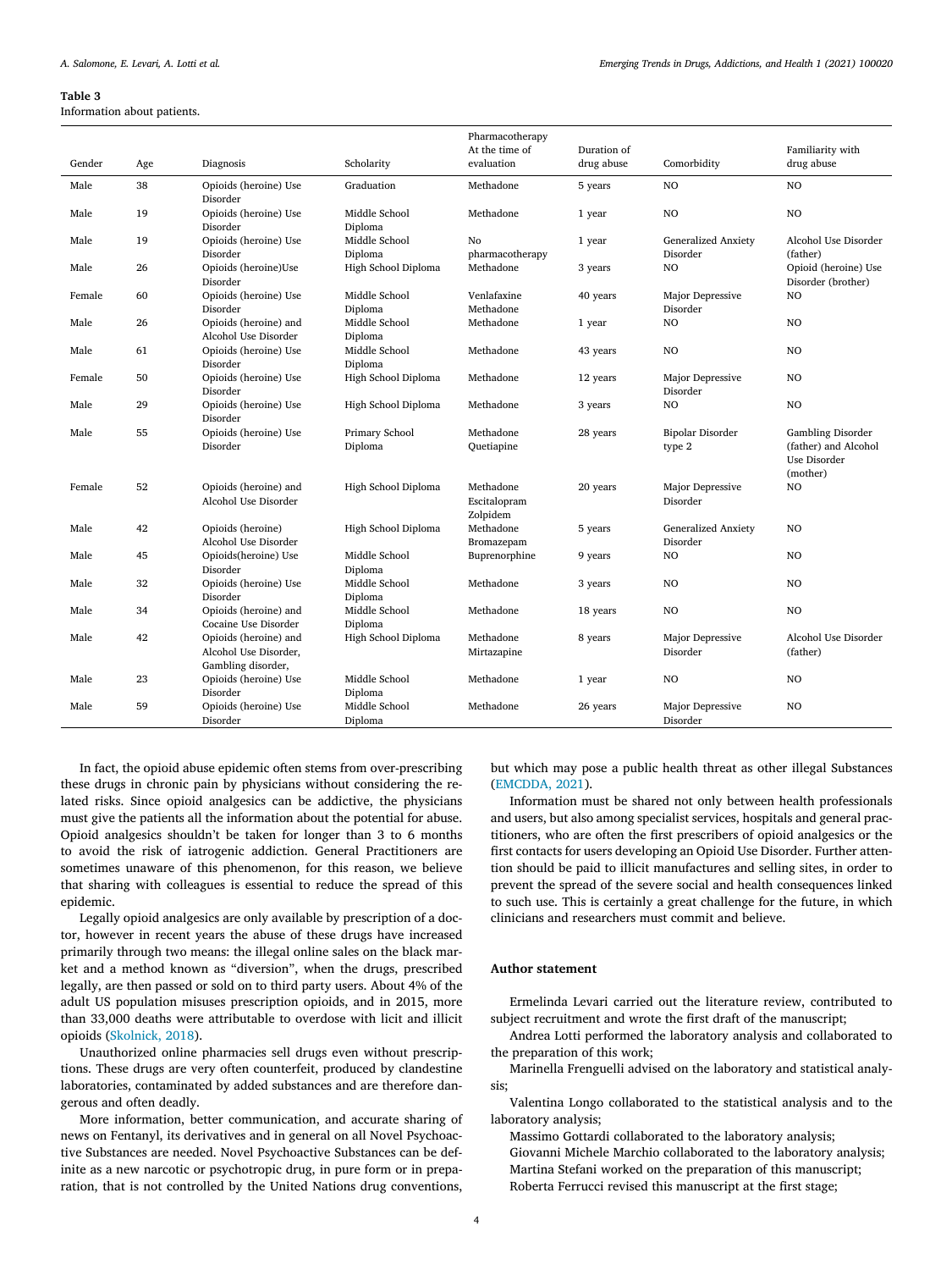**Table 3**
Information about patients.

| Gender | Age | Diagnosis | Scholarity | Pharmacotherapy At the time of evaluation | Duration of drug abuse | Comorbidity | Familiarity with drug abuse |
|---|---|---|---|---|---|---|---|
| Male | 38 | Opioids (heroine) Use Disorder | Graduation | Methadone | 5 years | NO | NO |
| Male | 19 | Opioids (heroine) Use Disorder | Middle School Diploma | Methadone | 1 year | NO | NO |
| Male | 19 | Opioids (heroine) Use Disorder | Middle School Diploma | No pharmacotherapy | 1 year | Generalized Anxiety Disorder | Alcohol Use Disorder (father) |
| Male | 26 | Opioids (heroine)Use Disorder | High School Diploma | Methadone | 3 years | NO | Opioid (heroine) Use Disorder (brother) |
| Female | 60 | Opioids (heroine) Use Disorder | Middle School Diploma | Venlafaxine Methadone | 40 years | Major Depressive Disorder | NO |
| Male | 26 | Opioids (heroine) and Alcohol Use Disorder | Middle School Diploma | Methadone | 1 year | NO | NO |
| Male | 61 | Opioids (heroine) Use Disorder | Middle School Diploma | Methadone | 43 years | NO | NO |
| Female | 50 | Opioids (heroine) Use Disorder | High School Diploma | Methadone | 12 years | Major Depressive Disorder | NO |
| Male | 29 | Opioids (heroine) Use Disorder | High School Diploma | Methadone | 3 years | NO | NO |
| Male | 55 | Opioids (heroine) Use Disorder | Primary School Diploma | Methadone Quetiapine | 28 years | Bipolar Disorder type 2 | Gambling Disorder (father) and Alcohol Use Disorder (mother) |
| Female | 52 | Opioids (heroine) and Alcohol Use Disorder | High School Diploma | Methadone Escitalopram Zolpidem | 20 years | Major Depressive Disorder | NO |
| Male | 42 | Opioids (heroine) Alcohol Use Disorder | High School Diploma | Methadone Bromazepam | 5 years | Generalized Anxiety Disorder | NO |
| Male | 45 | Opioids(heroine) Use Disorder | Middle School Diploma | Buprenorphine | 9 years | NO | NO |
| Male | 32 | Opioids (heroine) Use Disorder | Middle School Diploma | Methadone | 3 years | NO | NO |
| Male | 34 | Opioids (heroine) and Cocaine Use Disorder | Middle School Diploma | Methadone | 18 years | NO | NO |
| Male | 42 | Opioids (heroine) and Alcohol Use Disorder, Gambling disorder, | High School Diploma | Methadone Mirtazapine | 8 years | Major Depressive Disorder | Alcohol Use Disorder (father) |
| Male | 23 | Opioids (heroine) Use Disorder | Middle School Diploma | Methadone | 1 year | NO | NO |
| Male | 59 | Opioids (heroine) Use Disorder | Middle School Diploma | Methadone | 26 years | Major Depressive Disorder | NO |

In fact, the opioid abuse epidemic often stems from over-prescribing these drugs in chronic pain by physicians without considering the related risks. Since opioid analgesics can be addictive, the physicians must give the patients all the information about the potential for abuse. Opioid analgesics shouldn't be taken for longer than 3 to 6 months to avoid the risk of iatrogenic addiction. General Practitioners are sometimes unaware of this phenomenon, for this reason, we believe that sharing with colleagues is essential to reduce the spread of this epidemic.

Legally opioid analgesics are only available by prescription of a doctor, however in recent years the abuse of these drugs have increased primarily through two means: the illegal online sales on the black market and a method known as "diversion", when the drugs, prescribed legally, are then passed or sold on to third party users. About 4% of the adult US population misuses prescription opioids, and in 2015, more than 33,000 deaths were attributable to overdose with licit and illicit opioids (Skolnick, 2018).

Unauthorized online pharmacies sell drugs even without prescriptions. These drugs are very often counterfeit, produced by clandestine laboratories, contaminated by added substances and are therefore dangerous and often deadly.

More information, better communication, and accurate sharing of news on Fentanyl, its derivatives and in general on all Novel Psychoactive Substances are needed. Novel Psychoactive Substances can be definite as a new narcotic or psychotropic drug, in pure form or in preparation, that is not controlled by the United Nations drug conventions, but which may pose a public health threat as other illegal Substances (EMCDDA, 2021).

Information must be shared not only between health professionals and users, but also among specialist services, hospitals and general practitioners, who are often the first prescribers of opioid analgesics or the first contacts for users developing an Opioid Use Disorder. Further attention should be paid to illicit manufactures and selling sites, in order to prevent the spread of the severe social and health consequences linked to such use. This is certainly a great challenge for the future, in which clinicians and researchers must commit and believe.

## Author statement

Ermelinda Levari carried out the literature review, contributed to subject recruitment and wrote the first draft of the manuscript;

Andrea Lotti performed the laboratory analysis and collaborated to the preparation of this work;

Marinella Frenguelli advised on the laboratory and statistical analysis;

Valentina Longo collaborated to the statistical analysis and to the laboratory analysis;

Massimo Gottardi collaborated to the laboratory analysis;

Giovanni Michele Marchio collaborated to the laboratory analysis;

Martina Stefani worked on the preparation of this manuscript;

Roberta Ferrucci revised this manuscript at the first stage;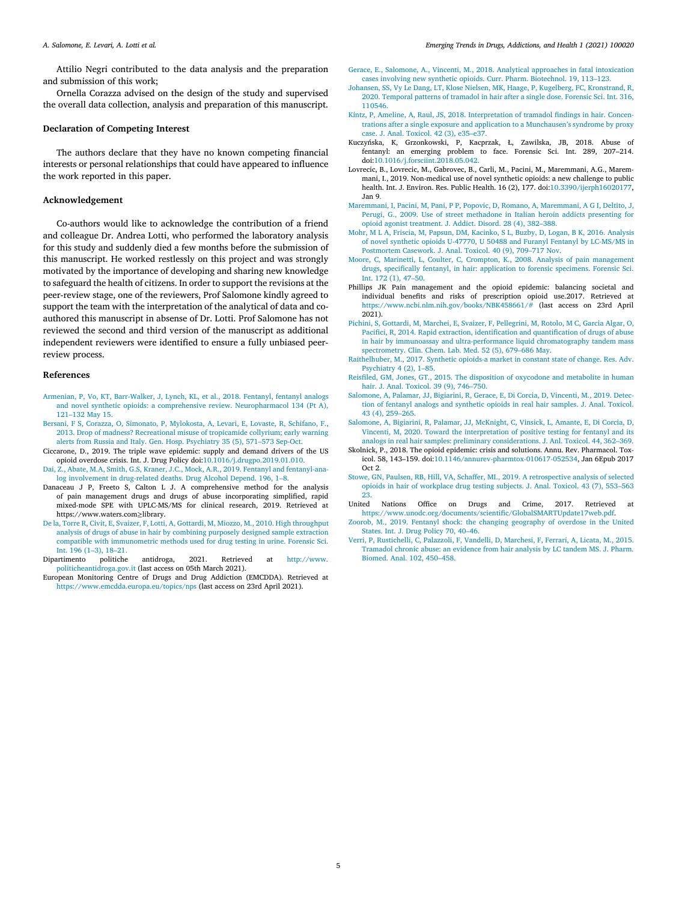Attilio Negri contributed to the data analysis and the preparation and submission of this work;

Ornella Corazza advised on the design of the study and supervised the overall data collection, analysis and preparation of this manuscript.

## Declaration of Competing Interest

The authors declare that they have no known competing financial interests or personal relationships that could have appeared to influence the work reported in this paper.

## Acknowledgement

Co-authors would like to acknowledge the contribution of a friend and colleague Dr. Andrea Lotti, who performed the laboratory analysis for this study and suddenly died a few months before the submission of this manuscript. He worked restlessly on this project and was strongly motivated by the importance of developing and sharing new knowledge to safeguard the health of citizens. In order to support the revisions at the peer-review stage, one of the reviewers, Prof Salomone kindly agreed to support the team with the interpretation of the analytical of data and co-authored this manuscript in absense of Dr. Lotti. Prof Salomone has not reviewed the second and third version of the manuscript as additional independent reviewers were identified to ensure a fully unbiased peer-review process.

## References

Armenian, P, Vo, KT, Barr-Walker, J, Lynch, KL, et al., 2018. Fentanyl, fentanyl analogs and novel synthetic opioids: a comprehensive review. Neuropharmacol 134 (Pt A), 121–132 May 15.

Bersani, F S, Corazza, O, Simonato, P, Mylokosta, A, Levari, E, Lovaste, R, Schifano, F., 2013. Drop of madness? Recreational misuse of tropicamide collyrium; early warning alerts from Russia and Italy. Gen. Hosp. Psychiatry 35 (5), 571–573 Sep-Oct.

Ciccarone, D., 2019. The triple wave epidemic: supply and demand drivers of the US opioid overdose crisis. Int. J. Drug Policy doi:10.1016/j.drugpo.2019.01.010.

Dai, Z., Abate, M.A, Smith, G.S, Kraner, J.C., Mock, A.R., 2019. Fentanyl and fentanyl-analog involvement in drug-related deaths. Drug Alcohol Depend. 196, 1–8.

Danaceau J P, Freeto S, Calton L J. A comprehensive method for the analysis of pain management drugs and drugs of abuse incorporating simplified, rapid mixed-mode SPE with UPLC-MS/MS for clinical research, 2019. Retrieved at https://www.waters.com≥library.

De la, Torre R, Civit, E, Svaizer, F, Lotti, A, Gottardi, M, Miozzo, M., 2010. High throughput analysis of drugs of abuse in hair by combining purposely designed sample extraction compatible with immunometric methods used for drug testing in urine. Forensic Sci. Int. 196 (1–3), 18–21.

Dipartimento politiche antidroga, 2021. Retrieved at http://www.politicheantidroga.gov.it (last access on 05th March 2021).

European Monitoring Centre of Drugs and Drug Addiction (EMCDDA). Retrieved at https://www.emcdda.europa.eu/topics/nps (last access on 23rd April 2021).

Gerace, E., Salomone, A., Vincenti, M., 2018. Analytical approaches in fatal intoxication cases involving new synthetic opioids. Curr. Pharm. Biotechnol. 19, 113–123.

Johansen, SS, Vy Le Dang, LT, Klose Nielsen, MK, Haage, P, Kugelberg, FC, Kronstrand, R, 2020. Temporal patterns of tramadol in hair after a single dose. Forensic Sci. Int. 316, 110546.

Kintz, P, Ameline, A, Raul, JS, 2018. Interpretation of tramadol findings in hair. Concentrations after a single exposure and application to a Munchausen's syndrome by proxy case. J. Anal. Toxicol. 42 (3), e35–e37.

Kuczyńska, K, Grzonkowski, P, Kacprzak, Ł, Zawilska, JB, 2018. Abuse of fentanyl: an emerging problem to face. Forensic Sci. Int. 289, 207–214. doi:10.1016/j.forsciint.2018.05.042.

Lovrecic, B., Lovrecic, M., Gabrovec, B., Carli, M., Pacini, M., Maremmani, A.G., Maremmani, I., 2019. Non-medical use of novel synthetic opioids: a new challenge to public health. Int. J. Environ. Res. Public Health. 16 (2), 177. doi:10.3390/ijerph16020177, Jan 9.

Maremmani, I, Pacini, M, Pani, P P, Popovic, D, Romano, A, Maremmani, A G I, Deltito, J, Perugi, G., 2009. Use of street methadone in Italian heroin addicts presenting for opioid agonist treatment. J. Addict. Disord. 28 (4), 382–388.

Mohr, M L A, Friscia, M, Papsun, DM, Kacinko, S L, Buzby, D, Logan, B K, 2016. Analysis of novel synthetic opioids U-47770, U 50488 and Furanyl Fentanyl by LC-MS/MS in Postmortem Casework. J. Anal. Toxicol. 40 (9), 709–717 Nov.

Moore, C, Marinetti, L, Coulter, C, Crompton, K., 2008. Analysis of pain management drugs, specifically fentanyl, in hair: application to forensic specimens. Forensic Sci. Int. 172 (1), 47–50.

Phillips JK Pain management and the opioid epidemic: balancing societal and individual benefits and risks of prescription opioid use.2017. Retrieved at https://www.ncbi.nlm.nih.gov/books/NBK458661/# (last access on 23rd April 2021).

Pichini, S, Gottardi, M, Marchei, E, Svaizer, F, Pellegrini, M, Rotolo, M C, Garcia Algar, O, Pacifici, R, 2014. Rapid extraction, identification and quantification of drugs of abuse in hair by immunoassay and ultra-performance liquid chromatography tandem mass spectrometry. Clin. Chem. Lab. Med. 52 (5), 679–686 May.

Raithelhuber, M., 2017. Synthetic opioids-a market in constant state of change. Res. Adv. Psychiatry 4 (2), 1–85.

Reisfiled, GM, Jones, GT., 2015. The disposition of oxycodone and metabolite in human hair. J. Anal. Toxicol. 39 (9), 746–750.

Salomone, A, Palamar, JJ, Bigiarini, R, Gerace, E, Di Corcia, D, Vincenti, M., 2019. Detection of fentanyl analogs and synthetic opioids in real hair samples. J. Anal. Toxicol. 43 (4), 259–265.

Salomone, A, Bigiarini, R, Palamar, JJ, McKnight, C, Vinsick, L, Amante, E, Di Corcia, D, Vincenti, M, 2020. Toward the interpretation of positive testing for fentanyl and its analogs in real hair samples: preliminary considerations. J. Anl. Toxicol. 44, 362–369.

Skolnick, P., 2018. The opioid epidemic: crisis and solutions. Annu. Rev. Pharmacol. Toxicol. 58, 143–159. doi:10.1146/annurev-pharmtox-010617-052534, Jan 6Epub 2017 Oct 2.

Stowe, GN, Paulsen, RB, Hill, VA, Schaffer, MI., 2019. A retrospective analysis of selected opioids in hair of workplace drug testing subjects. J. Anal. Toxicol. 43 (7), 553–563 23.

United Nations Office on Drugs and Crime, 2017. Retrieved at https://www.unodc.org/documents/scientific/GlobalSMARTUpdate17web.pdf.

Zoorob, M., 2019. Fentanyl shock: the changing geography of overdose in the United States. Int. J. Drug Policy 70, 40–46.

Verri, P, Rustichelli, C, Palazzoli, F, Vandelli, D, Marchesi, F, Ferrari, A, Licata, M., 2015. Tramadol chronic abuse: an evidence from hair analysis by LC tandem MS. J. Pharm. Biomed. Anal. 102, 450–458.